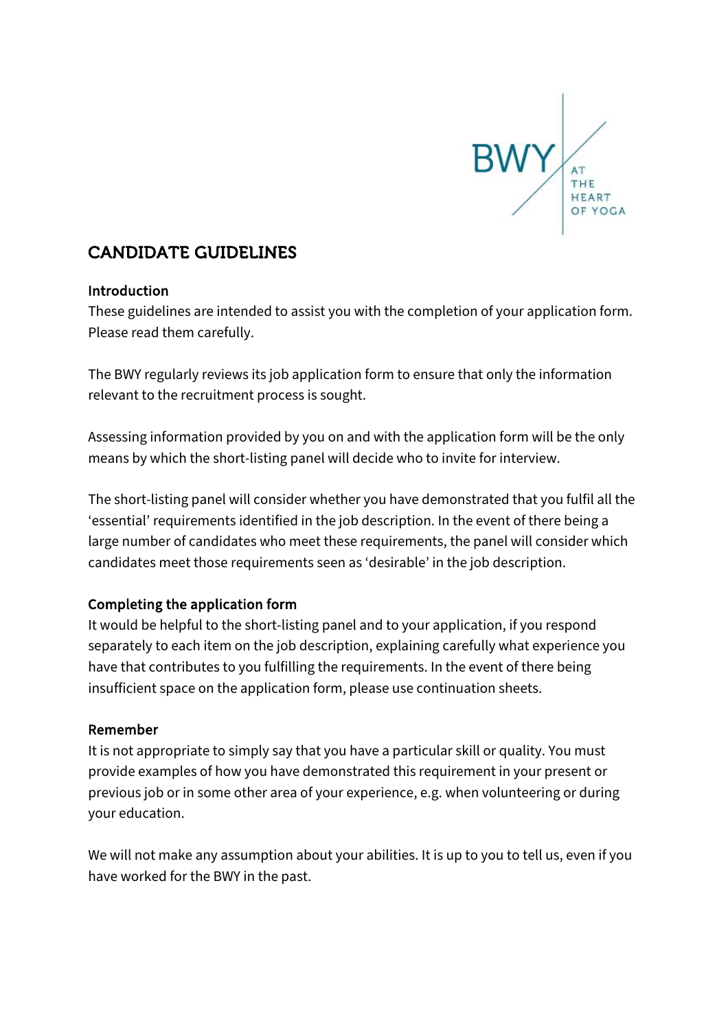# CANDIDATE GUIDELINES

## Introduction

These guidelines are intended to assist you with the completion of your application form. Please read them carefully.

The BWY regularly reviews its job application form to ensure that only the information relevant to the recruitment process is sought.

Assessing information provided by you on and with the application form will be the only means by which the short-listing panel will decide who to invite for interview.

The short-listing panel will consider whether you have demonstrated that you fulfil all the ‘essential’ requirements identified in the job description. In the event of there being a large number of candidates who meet these requirements, the panel will consider which candidates meet those requirements seen as ‘desirable’ in the job description.

## Completing the application form

It would be helpful to the short-listing panel and to your application, if you respond separately to each item on the job description, explaining carefully what experience you have that contributes to you fulfilling the requirements. In the event of there being insufficient space on the application form, please use continuation sheets.

## Remember

It is not appropriate to simply say that you have a particular skill or quality. You must provide examples of how you have demonstrated this requirement in your present or previous job or in some other area of your experience, e.g. when volunteering or during your education.

We will not make any assumption about your abilities. It is up to you to tell us, even if you have worked for the BWY in the past.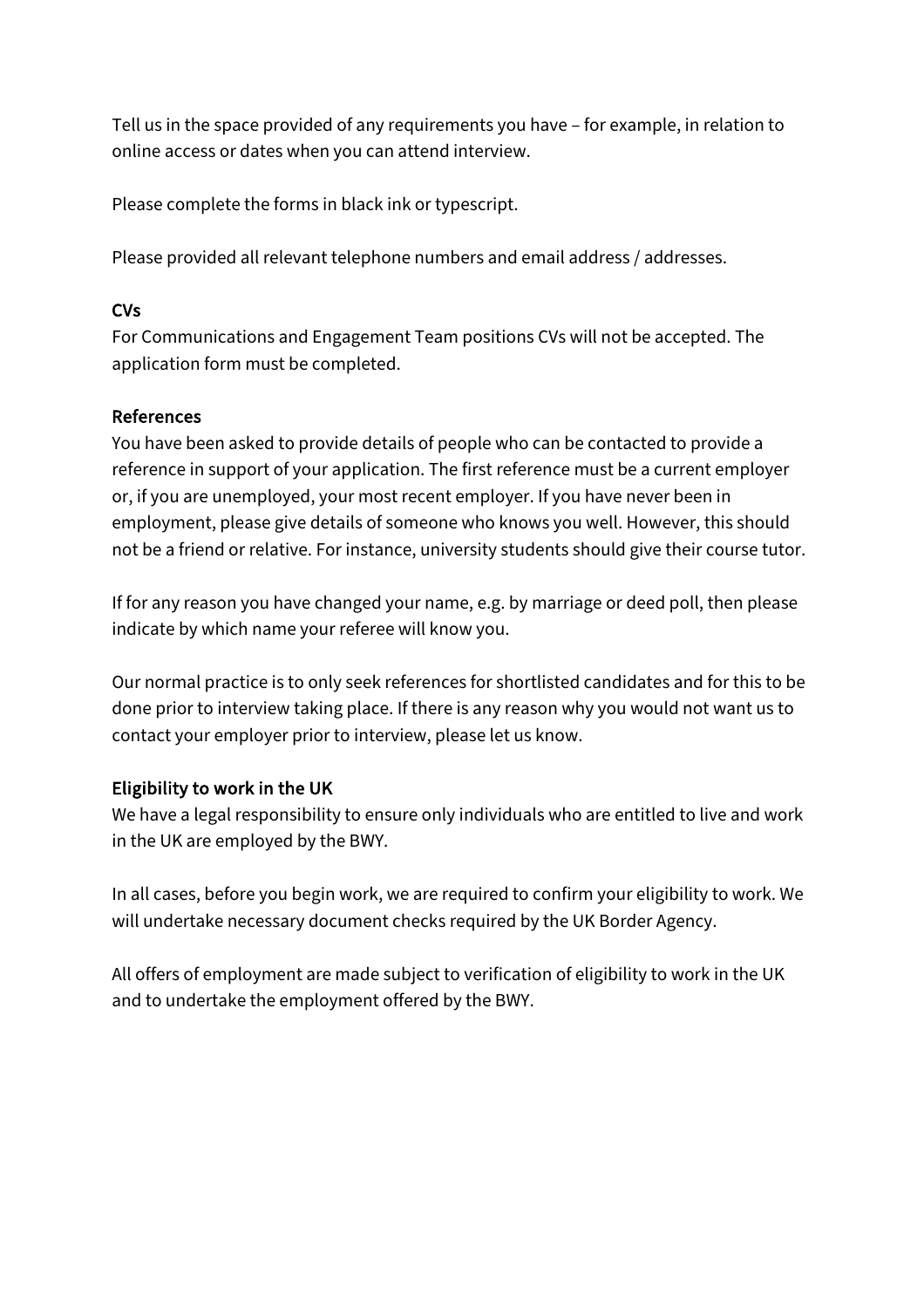Tell us in the space provided of any requirements you have – for example, in relation to online access or dates when you can attend interview.

Please complete the forms in black ink or typescript.

Please provided all relevant telephone numbers and email address / addresses.

### CVs

For Communications and Engagement Team positions CVs will not be accepted. The application form must be completed.

### References

You have been asked to provide details of people who can be contacted to provide a reference in support of your application. The first reference must be a current employer or, if you are unemployed, your most recent employer. If you have never been in employment, please give details of someone who knows you well. However, this should not be a friend or relative. For instance, university students should give their course tutor.

If for any reason you have changed your name, e.g. by marriage or deed poll, then please indicate by which name your referee will know you.

Our normal practice is to only seek references for shortlisted candidates and for this to be done prior to interview taking place. If there is any reason why you would not want us to contact your employer prior to interview, please let us know.

### Eligibility to work in the UK

We have a legal responsibility to ensure only individuals who are entitled to live and work in the UK are employed by the BWY.

In all cases, before you begin work, we are required to confirm your eligibility to work. We will undertake necessary document checks required by the UK Border Agency.

All offers of employment are made subject to verification of eligibility to work in the UK and to undertake the employment offered by the BWY.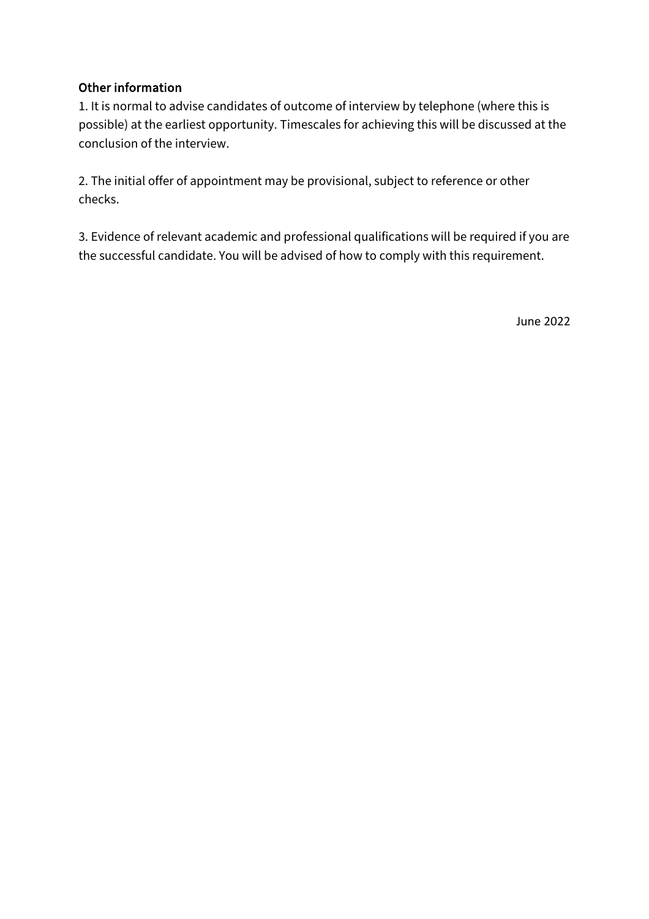## Other information

1. It is normal to advise candidates of outcome of interview by telephone (where this is possible) at the earliest opportunity. Timescales for achieving this will be discussed at the conclusion of the interview.

2. The initial offer of appointment may be provisional, subject to reference or other checks.

3. Evidence of relevant academic and professional qualifications will be required if you are the successful candidate. You will be advised of how to comply with this requirement.

June 2022